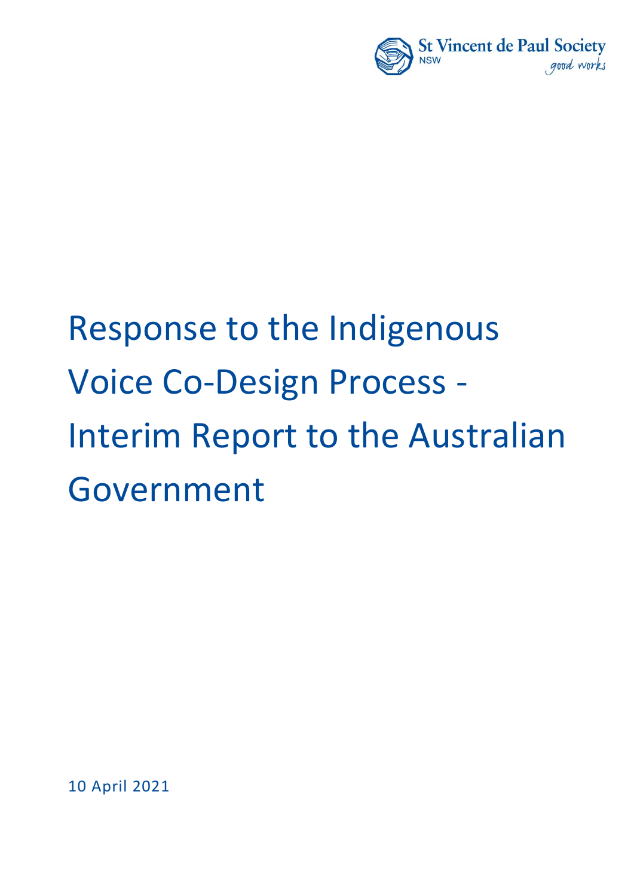St Vincent de Paul Society
NSW
good works

# Response to the Indigenous Voice Co-Design Process - Interim Report to the Australian Government

10 April 2021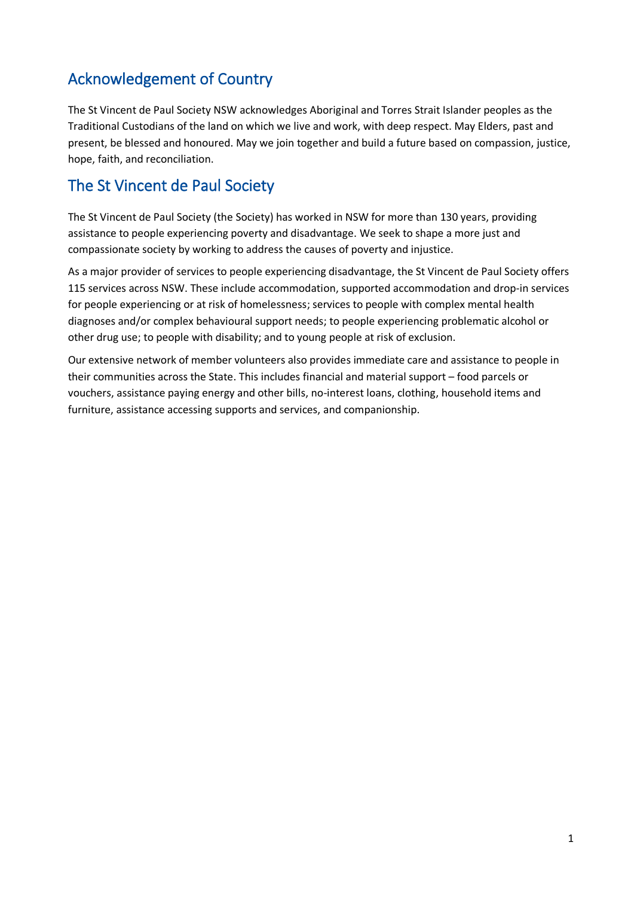## Acknowledgement of Country

The St Vincent de Paul Society NSW acknowledges Aboriginal and Torres Strait Islander peoples as the Traditional Custodians of the land on which we live and work, with deep respect. May Elders, past and present, be blessed and honoured. May we join together and build a future based on compassion, justice, hope, faith, and reconciliation.

## The St Vincent de Paul Society

The St Vincent de Paul Society (the Society) has worked in NSW for more than 130 years, providing assistance to people experiencing poverty and disadvantage. We seek to shape a more just and compassionate society by working to address the causes of poverty and injustice.

As a major provider of services to people experiencing disadvantage, the St Vincent de Paul Society offers 115 services across NSW. These include accommodation, supported accommodation and drop-in services for people experiencing or at risk of homelessness; services to people with complex mental health diagnoses and/or complex behavioural support needs; to people experiencing problematic alcohol or other drug use; to people with disability; and to young people at risk of exclusion.

Our extensive network of member volunteers also provides immediate care and assistance to people in their communities across the State. This includes financial and material support – food parcels or vouchers, assistance paying energy and other bills, no-interest loans, clothing, household items and furniture, assistance accessing supports and services, and companionship.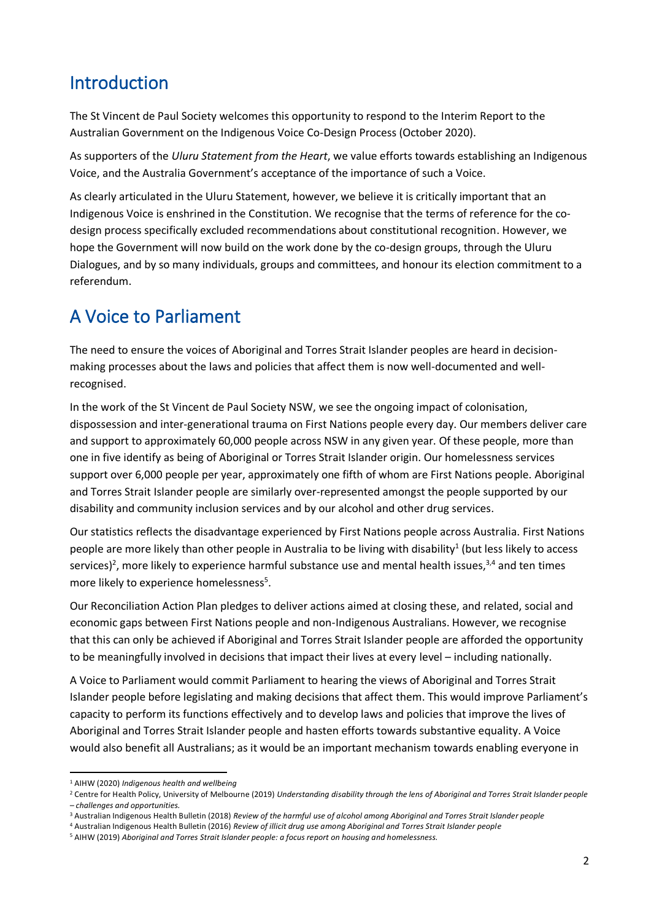# Introduction

The St Vincent de Paul Society welcomes this opportunity to respond to the Interim Report to the Australian Government on the Indigenous Voice Co-Design Process (October 2020).

As supporters of the *Uluru Statement from the Heart*, we value efforts towards establishing an Indigenous Voice, and the Australia Government's acceptance of the importance of such a Voice.

As clearly articulated in the Uluru Statement, however, we believe it is critically important that an Indigenous Voice is enshrined in the Constitution. We recognise that the terms of reference for the co-design process specifically excluded recommendations about constitutional recognition. However, we hope the Government will now build on the work done by the co-design groups, through the Uluru Dialogues, and by so many individuals, groups and committees, and honour its election commitment to a referendum.

# A Voice to Parliament

The need to ensure the voices of Aboriginal and Torres Strait Islander peoples are heard in decision-making processes about the laws and policies that affect them is now well-documented and well-recognised.

In the work of the St Vincent de Paul Society NSW, we see the ongoing impact of colonisation, dispossession and inter-generational trauma on First Nations people every day. Our members deliver care and support to approximately 60,000 people across NSW in any given year. Of these people, more than one in five identify as being of Aboriginal or Torres Strait Islander origin. Our homelessness services support over 6,000 people per year, approximately one fifth of whom are First Nations people. Aboriginal and Torres Strait Islander people are similarly over-represented amongst the people supported by our disability and community inclusion services and by our alcohol and other drug services.

Our statistics reflects the disadvantage experienced by First Nations people across Australia. First Nations people are more likely than other people in Australia to be living with disability[1] (but less likely to access services)[2], more likely to experience harmful substance use and mental health issues,[3,4] and ten times more likely to experience homelessness[5].

Our Reconciliation Action Plan pledges to deliver actions aimed at closing these, and related, social and economic gaps between First Nations people and non-Indigenous Australians. However, we recognise that this can only be achieved if Aboriginal and Torres Strait Islander people are afforded the opportunity to be meaningfully involved in decisions that impact their lives at every level – including nationally.

A Voice to Parliament would commit Parliament to hearing the views of Aboriginal and Torres Strait Islander people before legislating and making decisions that affect them. This would improve Parliament's capacity to perform its functions effectively and to develop laws and policies that improve the lives of Aboriginal and Torres Strait Islander people and hasten efforts towards substantive equality. A Voice would also benefit all Australians; as it would be an important mechanism towards enabling everyone in

---

[1] AIHW (2020) *Indigenous health and wellbeing*

[2] Centre for Health Policy, University of Melbourne (2019) *Understanding disability through the lens of Aboriginal and Torres Strait Islander people – challenges and opportunities.*

[3] Australian Indigenous Health Bulletin (2018) *Review of the harmful use of alcohol among Aboriginal and Torres Strait Islander people*

[4] Australian Indigenous Health Bulletin (2016) *Review of illicit drug use among Aboriginal and Torres Strait Islander people*

[5] AIHW (2019) *Aboriginal and Torres Strait Islander people: a focus report on housing and homelessness.*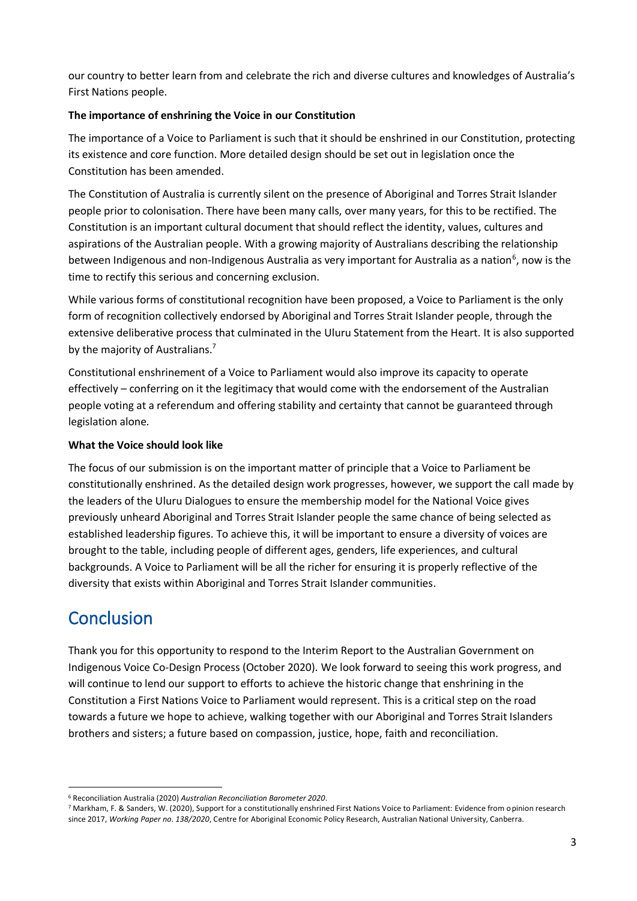our country to better learn from and celebrate the rich and diverse cultures and knowledges of Australia's First Nations people.

**The importance of enshrining the Voice in our Constitution**

The importance of a Voice to Parliament is such that it should be enshrined in our Constitution, protecting its existence and core function. More detailed design should be set out in legislation once the Constitution has been amended.

The Constitution of Australia is currently silent on the presence of Aboriginal and Torres Strait Islander people prior to colonisation. There have been many calls, over many years, for this to be rectified. The Constitution is an important cultural document that should reflect the identity, values, cultures and aspirations of the Australian people. With a growing majority of Australians describing the relationship between Indigenous and non-Indigenous Australia as very important for Australia as a nation[6], now is the time to rectify this serious and concerning exclusion.

While various forms of constitutional recognition have been proposed, a Voice to Parliament is the only form of recognition collectively endorsed by Aboriginal and Torres Strait Islander people, through the extensive deliberative process that culminated in the Uluru Statement from the Heart. It is also supported by the majority of Australians.[7]

Constitutional enshrinement of a Voice to Parliament would also improve its capacity to operate effectively – conferring on it the legitimacy that would come with the endorsement of the Australian people voting at a referendum and offering stability and certainty that cannot be guaranteed through legislation alone.

**What the Voice should look like**

The focus of our submission is on the important matter of principle that a Voice to Parliament be constitutionally enshrined. As the detailed design work progresses, however, we support the call made by the leaders of the Uluru Dialogues to ensure the membership model for the National Voice gives previously unheard Aboriginal and Torres Strait Islander people the same chance of being selected as established leadership figures. To achieve this, it will be important to ensure a diversity of voices are brought to the table, including people of different ages, genders, life experiences, and cultural backgrounds. A Voice to Parliament will be all the richer for ensuring it is properly reflective of the diversity that exists within Aboriginal and Torres Strait Islander communities.

## Conclusion

Thank you for this opportunity to respond to the Interim Report to the Australian Government on Indigenous Voice Co-Design Process (October 2020). We look forward to seeing this work progress, and will continue to lend our support to efforts to achieve the historic change that enshrining in the Constitution a First Nations Voice to Parliament would represent. This is a critical step on the road towards a future we hope to achieve, walking together with our Aboriginal and Torres Strait Islanders brothers and sisters; a future based on compassion, justice, hope, faith and reconciliation.

---

[6] Reconciliation Australia (2020) *Australian Reconciliation Barometer 2020*.

[7] Markham, F. & Sanders, W. (2020), Support for a constitutionally enshrined First Nations Voice to Parliament: Evidence from opinion research since 2017, *Working Paper no. 138/2020*, Centre for Aboriginal Economic Policy Research, Australian National University, Canberra.